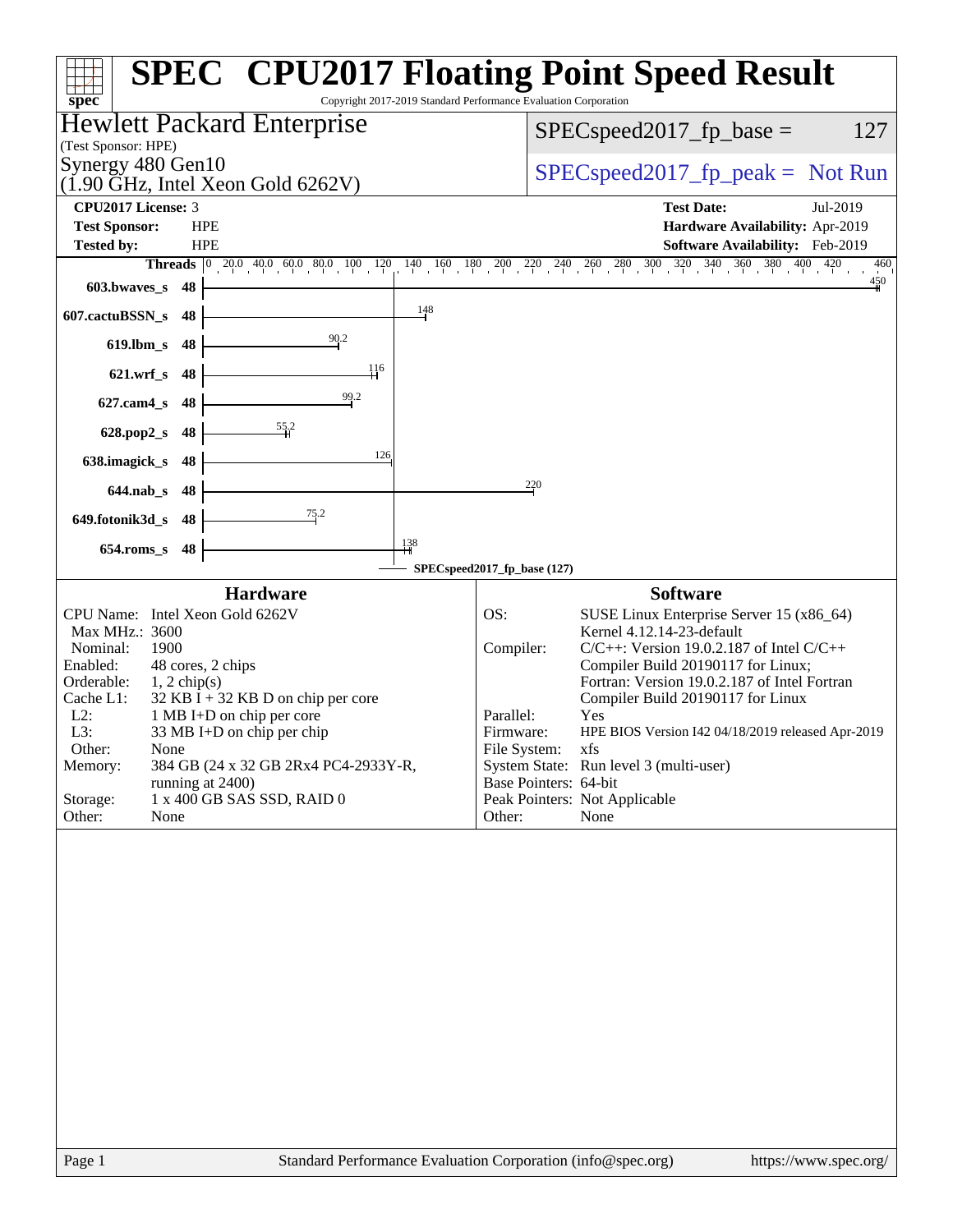# SPEC CPU2017 Floating Point Speed Result

Copyright 2017-2019 Standard Performance Evaluation Corporation

**Hewlett Packard Enterprise**
(Test Sponsor: HPE)

**Synergy 480 Gen10**
(1.90 GHz, Intel Xeon Gold 6262V)

SPECspeed2017_fp_base = 127

SPECspeed2017_fp_peak = Not Run

| | | | |
|---|---|---|---|
| **CPU2017 License:** | 3 | **Test Date:** | Jul-2019 |
| **Test Sponsor:** | HPE | **Hardware Availability:** | Apr-2019 |
| **Tested by:** | HPE | **Software Availability:** | Feb-2019 |

| Benchmark | Threads | Base Ratio |
|---|---|---|
| 603.bwaves_s | 48 | 450 |
| 607.cactuBSSN_s | 48 | 148 |
| 619.lbm_s | 48 | 90.2 |
| 621.wrf_s | 48 | 116 |
| 627.cam4_s | 48 | 99.2 |
| 628.pop2_s | 48 | 55.2 |
| 638.imagick_s | 48 | 126 |
| 644.nab_s | 48 | 220 |
| 649.fotonik3d_s | 48 | 75.2 |
| 654.roms_s | 48 | 138 |

SPECspeed2017_fp_base (127)

## Hardware

| | |
|---|---|
| CPU Name: | Intel Xeon Gold 6262V |
| Max MHz.: | 3600 |
| Nominal: | 1900 |
| Enabled: | 48 cores, 2 chips |
| Orderable: | 1, 2 chip(s) |
| Cache L1: | 32 KB I + 32 KB D on chip per core |
| L2: | 1 MB I+D on chip per core |
| L3: | 33 MB I+D on chip per chip |
| Other: | None |
| Memory: | 384 GB (24 x 32 GB 2Rx4 PC4-2933Y-R, running at 2400) |
| Storage: | 1 x 400 GB SAS SSD, RAID 0 |
| Other: | None |

## Software

| | |
|---|---|
| OS: | SUSE Linux Enterprise Server 15 (x86_64) Kernel 4.12.14-23-default |
| Compiler: | C/C++: Version 19.0.2.187 of Intel C/C++ Compiler Build 20190117 for Linux; Fortran: Version 19.0.2.187 of Intel Fortran Compiler Build 20190117 for Linux |
| Parallel: | Yes |
| Firmware: | HPE BIOS Version I42 04/18/2019 released Apr-2019 |
| File System: | xfs |
| System State: | Run level 3 (multi-user) |
| Base Pointers: | 64-bit |
| Peak Pointers: | Not Applicable |
| Other: | None |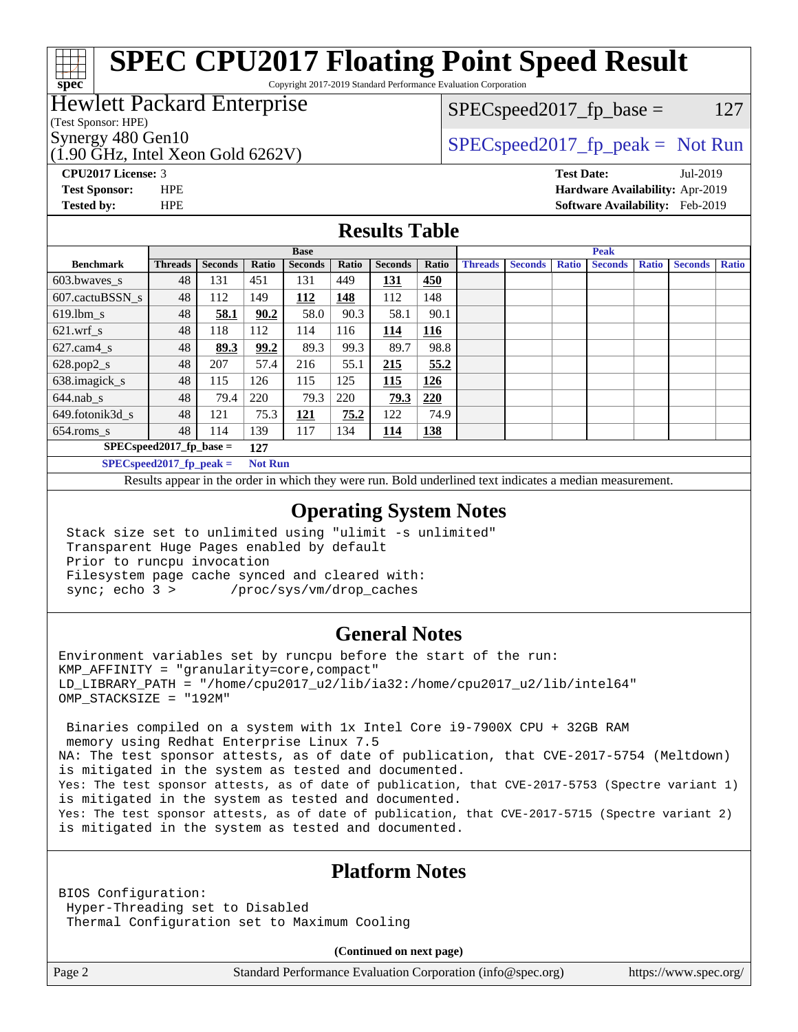# SPEC CPU2017 Floating Point Speed Result

Copyright 2017-2019 Standard Performance Evaluation Corporation

**Hewlett Packard Enterprise**
(Test Sponsor: HPE)
Synergy 480 Gen10
(1.90 GHz, Intel Xeon Gold 6262V)

SPECspeed2017_fp_base = 127

SPECspeed2017_fp_peak = Not Run

**CPU2017 License:** 3
**Test Sponsor:** HPE
**Tested by:** HPE

**Test Date:** Jul-2019
**Hardware Availability:** Apr-2019
**Software Availability:** Feb-2019

## Results Table

| | Base | | | | | | | Peak | | | | | | |
|---|---|---|---|---|---|---|---|---|---|---|---|---|---|---|
| **Benchmark** | **Threads** | **Seconds** | **Ratio** | **Seconds** | **Ratio** | **Seconds** | **Ratio** | **Threads** | **Seconds** | **Ratio** | **Seconds** | **Ratio** | **Seconds** | **Ratio** |
| 603.bwaves_s | 48 | 131 | 451 | 131 | 449 | **131** | **450** | | | | | | | |
| 607.cactuBSSN_s | 48 | 112 | 149 | **112** | **148** | 112 | 148 | | | | | | | |
| 619.lbm_s | 48 | **58.1** | **90.2** | 58.0 | 90.3 | 58.1 | 90.1 | | | | | | | |
| 621.wrf_s | 48 | 118 | 112 | 114 | 116 | **114** | **116** | | | | | | | |
| 627.cam4_s | 48 | **89.3** | **99.2** | 89.3 | 99.3 | 89.7 | 98.8 | | | | | | | |
| 628.pop2_s | 48 | 207 | 57.4 | 216 | 55.1 | **215** | **55.2** | | | | | | | |
| 638.imagick_s | 48 | 115 | 126 | 115 | 125 | **115** | **126** | | | | | | | |
| 644.nab_s | 48 | 79.4 | 220 | 79.3 | 220 | **79.3** | **220** | | | | | | | |
| 649.fotonik3d_s | 48 | 121 | 75.3 | **121** | **75.2** | 122 | 74.9 | | | | | | | |
| 654.roms_s | 48 | 114 | 139 | 117 | 134 | **114** | **138** | | | | | | | |

**SPECspeed2017_fp_base =** 127

**SPECspeed2017_fp_peak =** Not Run

Results appear in the order in which they were run. Bold underlined text indicates a median measurement.

## Operating System Notes

```
Stack size set to unlimited using "ulimit -s unlimited"
Transparent Huge Pages enabled by default
Prior to runcpu invocation
Filesystem page cache synced and cleared with:
sync; echo 3 >       /proc/sys/vm/drop_caches
```

## General Notes

```
Environment variables set by runcpu before the start of the run:
KMP_AFFINITY = "granularity=core,compact"
LD_LIBRARY_PATH = "/home/cpu2017_u2/lib/ia32:/home/cpu2017_u2/lib/intel64"
OMP_STACKSIZE = "192M"

 Binaries compiled on a system with 1x Intel Core i9-7900X CPU + 32GB RAM
 memory using Redhat Enterprise Linux 7.5
NA: The test sponsor attests, as of date of publication, that CVE-2017-5754 (Meltdown)
is mitigated in the system as tested and documented.
Yes: The test sponsor attests, as of date of publication, that CVE-2017-5753 (Spectre variant 1)
is mitigated in the system as tested and documented.
Yes: The test sponsor attests, as of date of publication, that CVE-2017-5715 (Spectre variant 2)
is mitigated in the system as tested and documented.
```

## Platform Notes

```
BIOS Configuration:
 Hyper-Threading set to Disabled
 Thermal Configuration set to Maximum Cooling
```

**(Continued on next page)**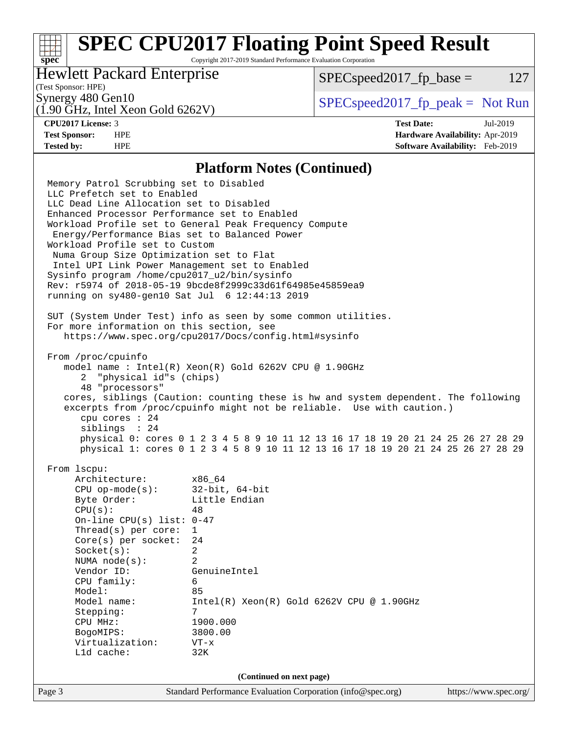# SPEC CPU2017 Floating Point Speed Result

Copyright 2017-2019 Standard Performance Evaluation Corporation

**Hewlett Packard Enterprise**
(Test Sponsor: HPE)
Synergy 480 Gen10
(1.90 GHz, Intel Xeon Gold 6262V)

SPECspeed2017_fp_base = 127

SPECspeed2017_fp_peak = Not Run

**CPU2017 License:** 3
**Test Sponsor:** HPE
**Tested by:** HPE

**Test Date:** Jul-2019
**Hardware Availability:** Apr-2019
**Software Availability:** Feb-2019

## Platform Notes (Continued)

```
Memory Patrol Scrubbing set to Disabled
LLC Prefetch set to Enabled
LLC Dead Line Allocation set to Disabled
Enhanced Processor Performance set to Enabled
Workload Profile set to General Peak Frequency Compute
 Energy/Performance Bias set to Balanced Power
Workload Profile set to Custom
 Numa Group Size Optimization set to Flat
 Intel UPI Link Power Management set to Enabled
Sysinfo program /home/cpu2017_u2/bin/sysinfo
Rev: r5974 of 2018-05-19 9bcde8f2999c33d61f64985e45859ea9
running on sy480-gen10 Sat Jul  6 12:44:13 2019

SUT (System Under Test) info as seen by some common utilities.
For more information on this section, see
   https://www.spec.org/cpu2017/Docs/config.html#sysinfo

From /proc/cpuinfo
   model name : Intel(R) Xeon(R) Gold 6262V CPU @ 1.90GHz
      2  "physical id"s (chips)
      48 "processors"
   cores, siblings (Caution: counting these is hw and system dependent. The following
   excerpts from /proc/cpuinfo might not be reliable.  Use with caution.)
      cpu cores : 24
      siblings  : 24
      physical 0: cores 0 1 2 3 4 5 8 9 10 11 12 13 16 17 18 19 20 21 24 25 26 27 28 29
      physical 1: cores 0 1 2 3 4 5 8 9 10 11 12 13 16 17 18 19 20 21 24 25 26 27 28 29

From lscpu:
     Architecture:        x86_64
     CPU op-mode(s):      32-bit, 64-bit
     Byte Order:          Little Endian
     CPU(s):              48
     On-line CPU(s) list: 0-47
     Thread(s) per core:  1
     Core(s) per socket:  24
     Socket(s):           2
     NUMA node(s):        2
     Vendor ID:           GenuineIntel
     CPU family:          6
     Model:               85
     Model name:          Intel(R) Xeon(R) Gold 6262V CPU @ 1.90GHz
     Stepping:            7
     CPU MHz:             1900.000
     BogoMIPS:            3800.00
     Virtualization:      VT-x
     L1d cache:           32K
```

(Continued on next page)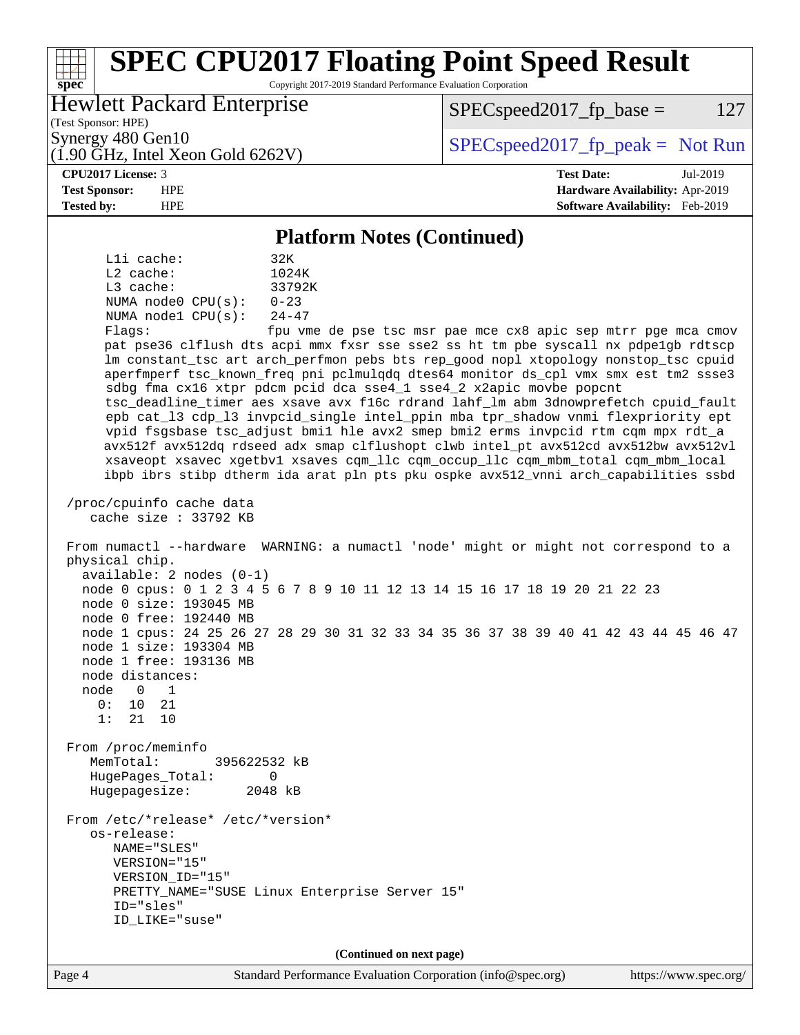## Platform Notes (Continued)

```
    L1i cache:           32K
    L2 cache:            1024K
    L3 cache:            33792K
    NUMA node0 CPU(s):   0-23
    NUMA node1 CPU(s):   24-47
    Flags:               fpu vme de pse tsc msr pae mce cx8 apic sep mtrr pge mca cmov
    pat pse36 clflush dts acpi mmx fxsr sse sse2 ss ht tm pbe syscall nx pdpe1gb rdtscp
    lm constant_tsc art arch_perfmon pebs bts rep_good nopl xtopology nonstop_tsc cpuid
    aperfmperf tsc_known_freq pni pclmulqdq dtes64 monitor ds_cpl vmx smx est tm2 ssse3
    sdbg fma cx16 xtpr pdcm pcid dca sse4_1 sse4_2 x2apic movbe popcnt
    tsc_deadline_timer aes xsave avx f16c rdrand lahf_lm abm 3dnowprefetch cpuid_fault
    epb cat_l3 cdp_l3 invpcid_single intel_ppin mba tpr_shadow vnmi flexpriority ept
    vpid fsgsbase tsc_adjust bmi1 hle avx2 smep bmi2 erms invpcid rtm cqm mpx rdt_a
    avx512f avx512dq rdseed adx smap clflushopt clwb intel_pt avx512cd avx512bw avx512vl
    xsaveopt xsavec xgetbv1 xsaves cqm_llc cqm_occup_llc cqm_mbm_total cqm_mbm_local
    ibpb ibrs stibp dtherm ida arat pln pts pku ospke avx512_vnni arch_capabilities ssbd

 /proc/cpuinfo cache data
    cache size : 33792 KB

 From numactl --hardware  WARNING: a numactl 'node' might or might not correspond to a
 physical chip.
   available: 2 nodes (0-1)
   node 0 cpus: 0 1 2 3 4 5 6 7 8 9 10 11 12 13 14 15 16 17 18 19 20 21 22 23
   node 0 size: 193045 MB
   node 0 free: 192440 MB
   node 1 cpus: 24 25 26 27 28 29 30 31 32 33 34 35 36 37 38 39 40 41 42 43 44 45 46 47
   node 1 size: 193304 MB
   node 1 free: 193136 MB
   node distances:
   node   0   1
     0:  10  21
     1:  21  10

 From /proc/meminfo
    MemTotal:       395622532 kB
    HugePages_Total:       0
    Hugepagesize:       2048 kB

 From /etc/*release* /etc/*version*
    os-release:
       NAME="SLES"
       VERSION="15"
       VERSION_ID="15"
       PRETTY_NAME="SUSE Linux Enterprise Server 15"
       ID="sles"
       ID_LIKE="suse"
```

**(Continued on next page)**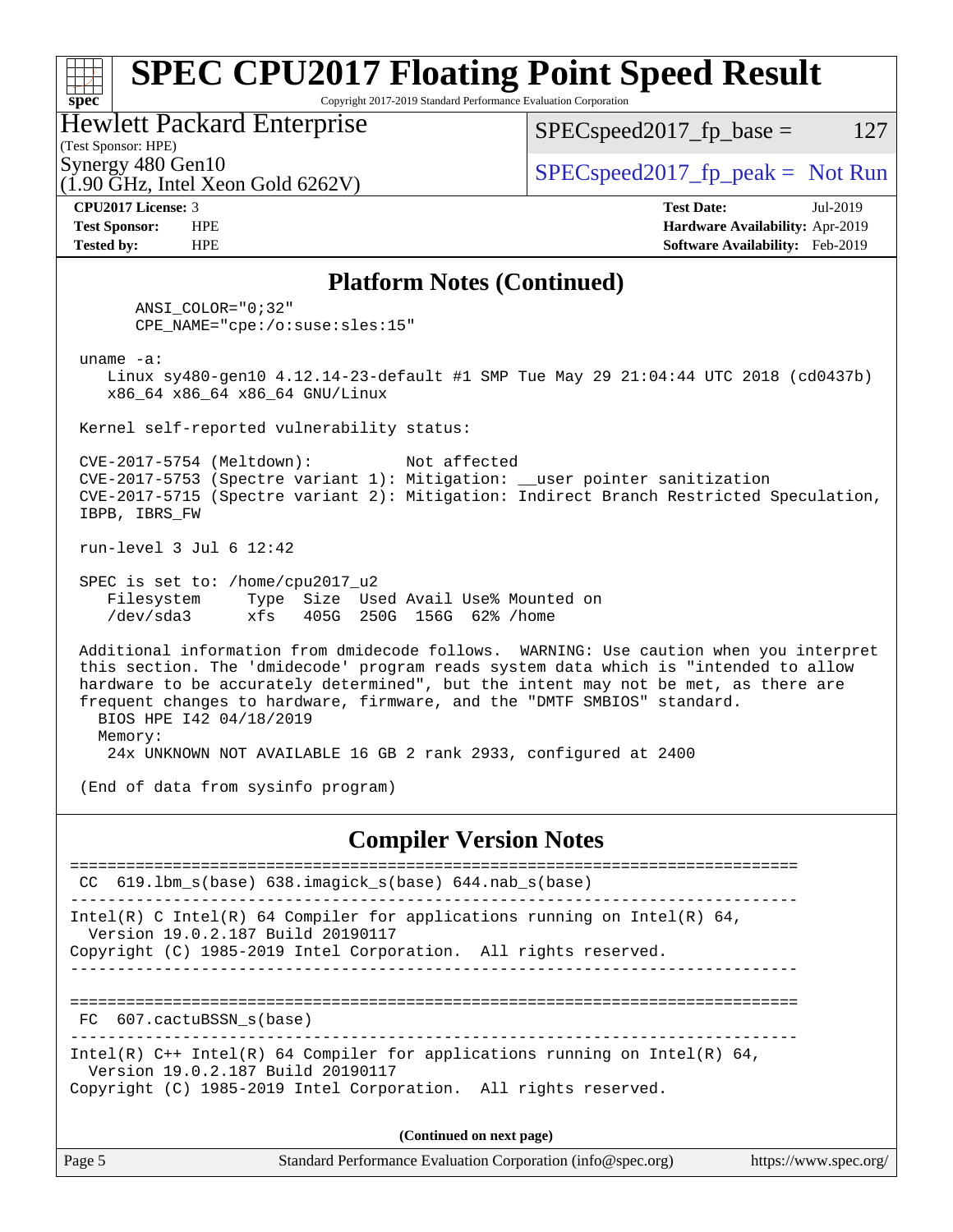## Platform Notes (Continued)

```
      ANSI_COLOR="0;32"
      CPE_NAME="cpe:/o:suse:sles:15"

 uname -a:
    Linux sy480-gen10 4.12.14-23-default #1 SMP Tue May 29 21:04:44 UTC 2018 (cd0437b)
    x86_64 x86_64 x86_64 GNU/Linux

 Kernel self-reported vulnerability status:

 CVE-2017-5754 (Meltdown):          Not affected
 CVE-2017-5753 (Spectre variant 1): Mitigation: __user pointer sanitization
 CVE-2017-5715 (Spectre variant 2): Mitigation: Indirect Branch Restricted Speculation,
 IBPB, IBRS_FW

 run-level 3 Jul 6 12:42

 SPEC is set to: /home/cpu2017_u2
    Filesystem     Type  Size  Used Avail Use% Mounted on
    /dev/sda3      xfs   405G  250G  156G  62% /home

 Additional information from dmidecode follows.  WARNING: Use caution when you interpret
 this section. The 'dmidecode' program reads system data which is "intended to allow
 hardware to be accurately determined", but the intent may not be met, as there are
 frequent changes to hardware, firmware, and the "DMTF SMBIOS" standard.
   BIOS HPE I42 04/18/2019
   Memory:
    24x UNKNOWN NOT AVAILABLE 16 GB 2 rank 2933, configured at 2400

 (End of data from sysinfo program)
```

## Compiler Version Notes

```
==============================================================================
 CC  619.lbm_s(base) 638.imagick_s(base) 644.nab_s(base)
------------------------------------------------------------------------------
Intel(R) C Intel(R) 64 Compiler for applications running on Intel(R) 64,
  Version 19.0.2.187 Build 20190117
Copyright (C) 1985-2019 Intel Corporation.  All rights reserved.
------------------------------------------------------------------------------

==============================================================================
 FC  607.cactuBSSN_s(base)
------------------------------------------------------------------------------
Intel(R) C++ Intel(R) 64 Compiler for applications running on Intel(R) 64,
  Version 19.0.2.187 Build 20190117
Copyright (C) 1985-2019 Intel Corporation.  All rights reserved.
```

(Continued on next page)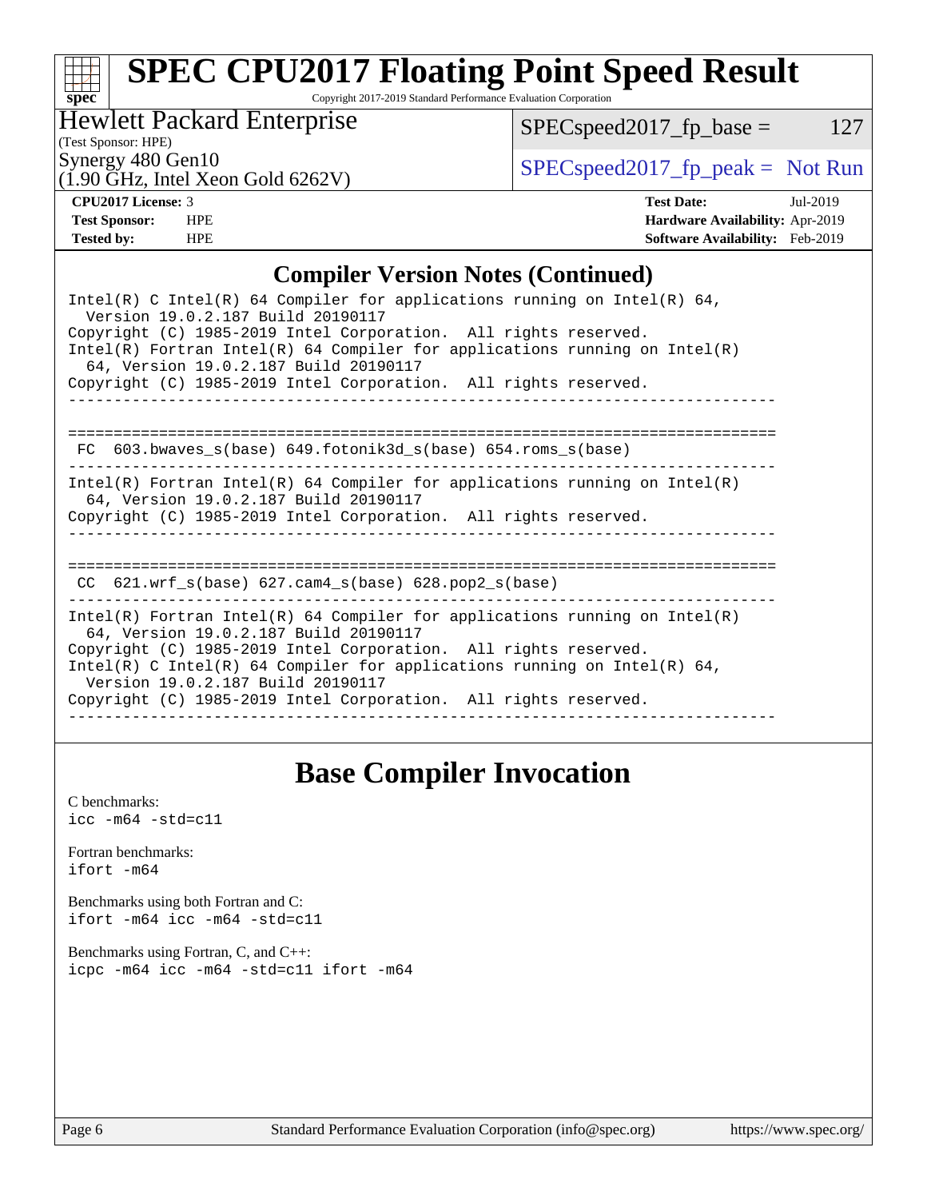## Compiler Version Notes (Continued)

```
Intel(R) C Intel(R) 64 Compiler for applications running on Intel(R) 64,
  Version 19.0.2.187 Build 20190117
Copyright (C) 1985-2019 Intel Corporation.  All rights reserved.
Intel(R) Fortran Intel(R) 64 Compiler for applications running on Intel(R)
  64, Version 19.0.2.187 Build 20190117
Copyright (C) 1985-2019 Intel Corporation.  All rights reserved.
------------------------------------------------------------------------------

==============================================================================
 FC  603.bwaves_s(base) 649.fotonik3d_s(base) 654.roms_s(base)
------------------------------------------------------------------------------
Intel(R) Fortran Intel(R) 64 Compiler for applications running on Intel(R)
  64, Version 19.0.2.187 Build 20190117
Copyright (C) 1985-2019 Intel Corporation.  All rights reserved.
------------------------------------------------------------------------------

==============================================================================
 CC  621.wrf_s(base) 627.cam4_s(base) 628.pop2_s(base)
------------------------------------------------------------------------------
Intel(R) Fortran Intel(R) 64 Compiler for applications running on Intel(R)
  64, Version 19.0.2.187 Build 20190117
Copyright (C) 1985-2019 Intel Corporation.  All rights reserved.
Intel(R) C Intel(R) 64 Compiler for applications running on Intel(R) 64,
  Version 19.0.2.187 Build 20190117
Copyright (C) 1985-2019 Intel Corporation.  All rights reserved.
------------------------------------------------------------------------------
```

## Base Compiler Invocation

C benchmarks:
```
icc -m64 -std=c11
```

Fortran benchmarks:
```
ifort -m64
```

Benchmarks using both Fortran and C:
```
ifort -m64 icc -m64 -std=c11
```

Benchmarks using Fortran, C, and C++:
```
icpc -m64 icc -m64 -std=c11 ifort -m64
```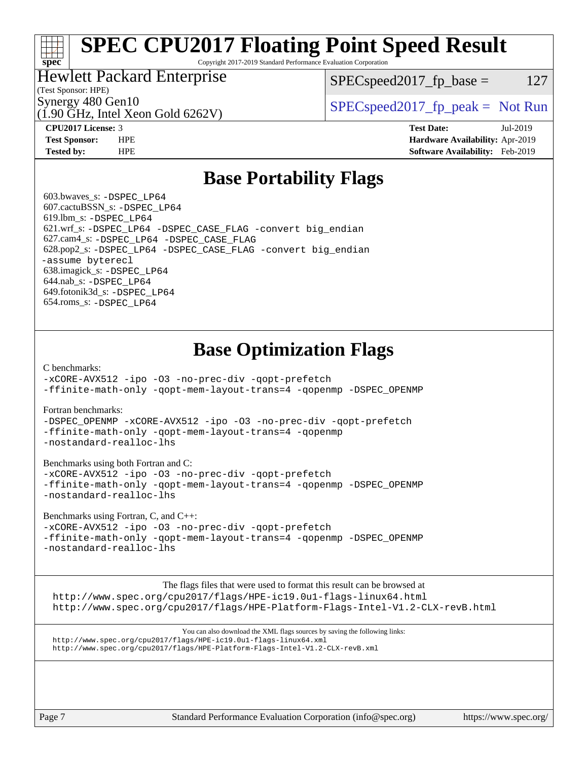# SPEC CPU2017 Floating Point Speed Result

Copyright 2017-2019 Standard Performance Evaluation Corporation

Hewlett Packard Enterprise
(Test Sponsor: HPE)
Synergy 480 Gen10
(1.90 GHz, Intel Xeon Gold 6262V)

SPECspeed2017_fp_base = 127

SPECspeed2017_fp_peak = Not Run

**CPU2017 License:** 3
**Test Sponsor:** HPE
**Tested by:** HPE

**Test Date:** Jul-2019
**Hardware Availability:** Apr-2019
**Software Availability:** Feb-2019

## Base Portability Flags

603.bwaves_s: `-DSPEC_LP64`
607.cactuBSSN_s: `-DSPEC_LP64`
619.lbm_s: `-DSPEC_LP64`
621.wrf_s: `-DSPEC_LP64 -DSPEC_CASE_FLAG -convert big_endian`
627.cam4_s: `-DSPEC_LP64 -DSPEC_CASE_FLAG`
628.pop2_s: `-DSPEC_LP64 -DSPEC_CASE_FLAG -convert big_endian -assume byterecl`
638.imagick_s: `-DSPEC_LP64`
644.nab_s: `-DSPEC_LP64`
649.fotonik3d_s: `-DSPEC_LP64`
654.roms_s: `-DSPEC_LP64`

## Base Optimization Flags

C benchmarks:
```
-xCORE-AVX512 -ipo -O3 -no-prec-div -qopt-prefetch
-ffinite-math-only -qopt-mem-layout-trans=4 -qopenmp -DSPEC_OPENMP
```

Fortran benchmarks:
```
-DSPEC_OPENMP -xCORE-AVX512 -ipo -O3 -no-prec-div -qopt-prefetch
-ffinite-math-only -qopt-mem-layout-trans=4 -qopenmp
-nostandard-realloc-lhs
```

Benchmarks using both Fortran and C:
```
-xCORE-AVX512 -ipo -O3 -no-prec-div -qopt-prefetch
-ffinite-math-only -qopt-mem-layout-trans=4 -qopenmp -DSPEC_OPENMP
-nostandard-realloc-lhs
```

Benchmarks using Fortran, C, and C++:
```
-xCORE-AVX512 -ipo -O3 -no-prec-div -qopt-prefetch
-ffinite-math-only -qopt-mem-layout-trans=4 -qopenmp -DSPEC_OPENMP
-nostandard-realloc-lhs
```

The flags files that were used to format this result can be browsed at
http://www.spec.org/cpu2017/flags/HPE-ic19.0u1-flags-linux64.html
http://www.spec.org/cpu2017/flags/HPE-Platform-Flags-Intel-V1.2-CLX-revB.html

You can also download the XML flags sources by saving the following links:
http://www.spec.org/cpu2017/flags/HPE-ic19.0u1-flags-linux64.xml
http://www.spec.org/cpu2017/flags/HPE-Platform-Flags-Intel-V1.2-CLX-revB.xml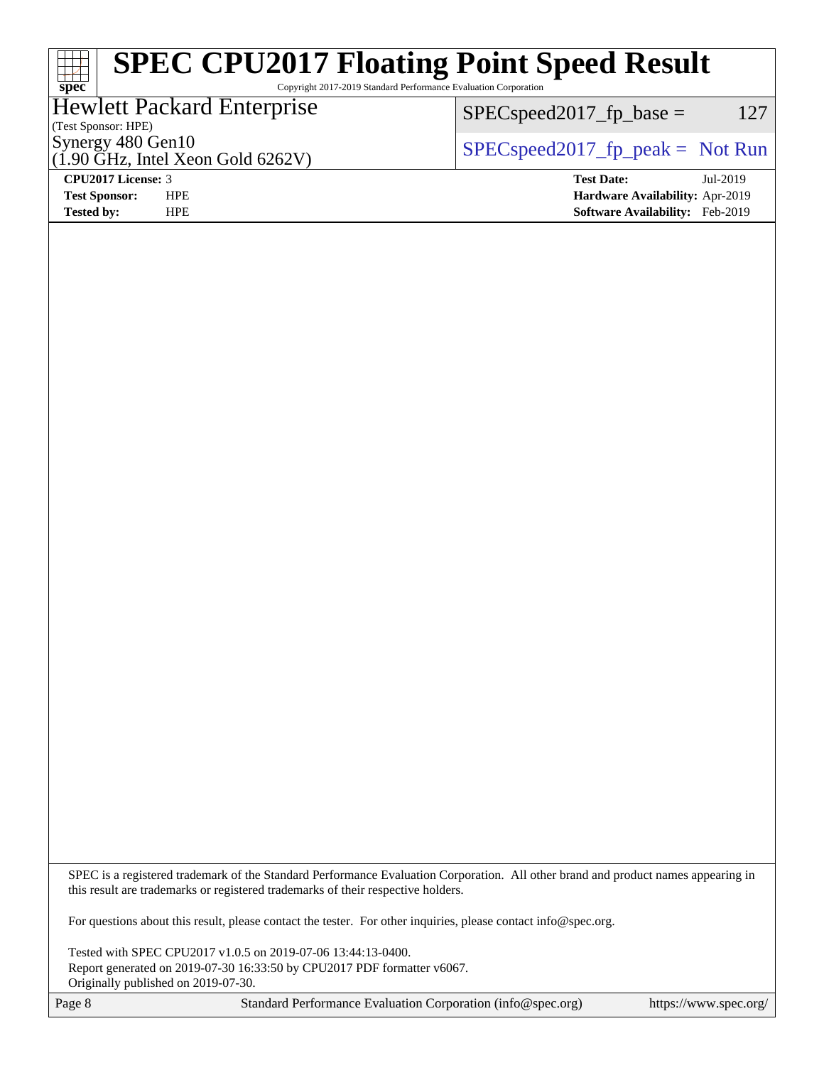# SPEC CPU2017 Floating Point Speed Result

Copyright 2017-2019 Standard Performance Evaluation Corporation

**Hewlett Packard Enterprise**
(Test Sponsor: HPE)
Synergy 480 Gen10
(1.90 GHz, Intel Xeon Gold 6262V)

SPECspeed2017_fp_base = 127

SPECspeed2017_fp_peak = Not Run

**CPU2017 License:** 3
**Test Sponsor:** HPE
**Tested by:** HPE

**Test Date:** Jul-2019
**Hardware Availability:** Apr-2019
**Software Availability:** Feb-2019

SPEC is a registered trademark of the Standard Performance Evaluation Corporation. All other brand and product names appearing in this result are trademarks or registered trademarks of their respective holders.

For questions about this result, please contact the tester. For other inquiries, please contact info@spec.org.

Tested with SPEC CPU2017 v1.0.5 on 2019-07-06 13:44:13-0400.
Report generated on 2019-07-30 16:33:50 by CPU2017 PDF formatter v6067.
Originally published on 2019-07-30.